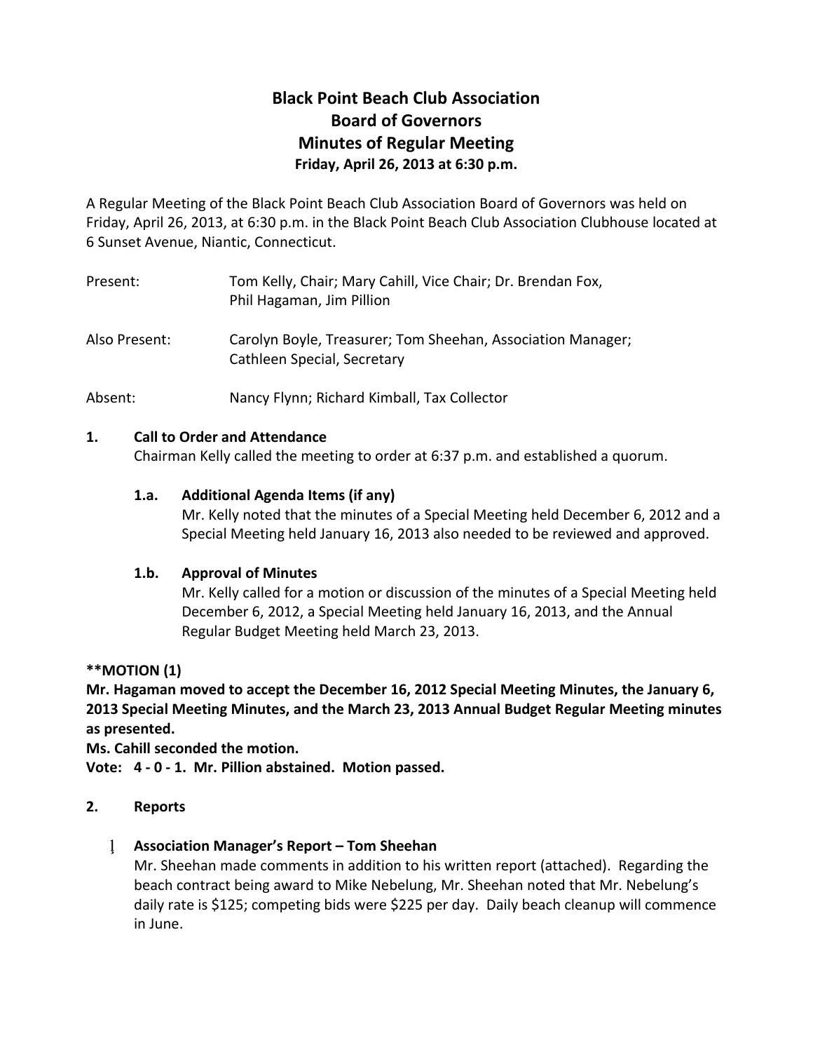# Black Point Beach Club Association
## Board of Governors
## Minutes of Regular Meeting
**Friday, April 26, 2013 at 6:30 p.m.**

A Regular Meeting of the Black Point Beach Club Association Board of Governors was held on Friday, April 26, 2013, at 6:30 p.m. in the Black Point Beach Club Association Clubhouse located at 6 Sunset Avenue, Niantic, Connecticut.

Present: Tom Kelly, Chair; Mary Cahill, Vice Chair; Dr. Brendan Fox, Phil Hagaman, Jim Pillion

Also Present: Carolyn Boyle, Treasurer; Tom Sheehan, Association Manager; Cathleen Special, Secretary

Absent: Nancy Flynn; Richard Kimball, Tax Collector

### 1. Call to Order and Attendance

Chairman Kelly called the meeting to order at 6:37 p.m. and established a quorum.

#### 1.a. Additional Agenda Items (if any)

Mr. Kelly noted that the minutes of a Special Meeting held December 6, 2012 and a Special Meeting held January 16, 2013 also needed to be reviewed and approved.

#### 1.b. Approval of Minutes

Mr. Kelly called for a motion or discussion of the minutes of a Special Meeting held December 6, 2012, a Special Meeting held January 16, 2013, and the Annual Regular Budget Meeting held March 23, 2013.

**\*\*MOTION (1)**

**Mr. Hagaman moved to accept the December 16, 2012 Special Meeting Minutes, the January 6, 2013 Special Meeting Minutes, and the March 23, 2013 Annual Budget Regular Meeting minutes as presented.**

**Ms. Cahill seconded the motion.**

**Vote: 4 - 0 - 1. Mr. Pillion abstained. Motion passed.**

### 2. Reports

- **Association Manager's Report – Tom Sheehan**

  Mr. Sheehan made comments in addition to his written report (attached). Regarding the beach contract being award to Mike Nebelung, Mr. Sheehan noted that Mr. Nebelung's daily rate is $125; competing bids were $225 per day. Daily beach cleanup will commence in June.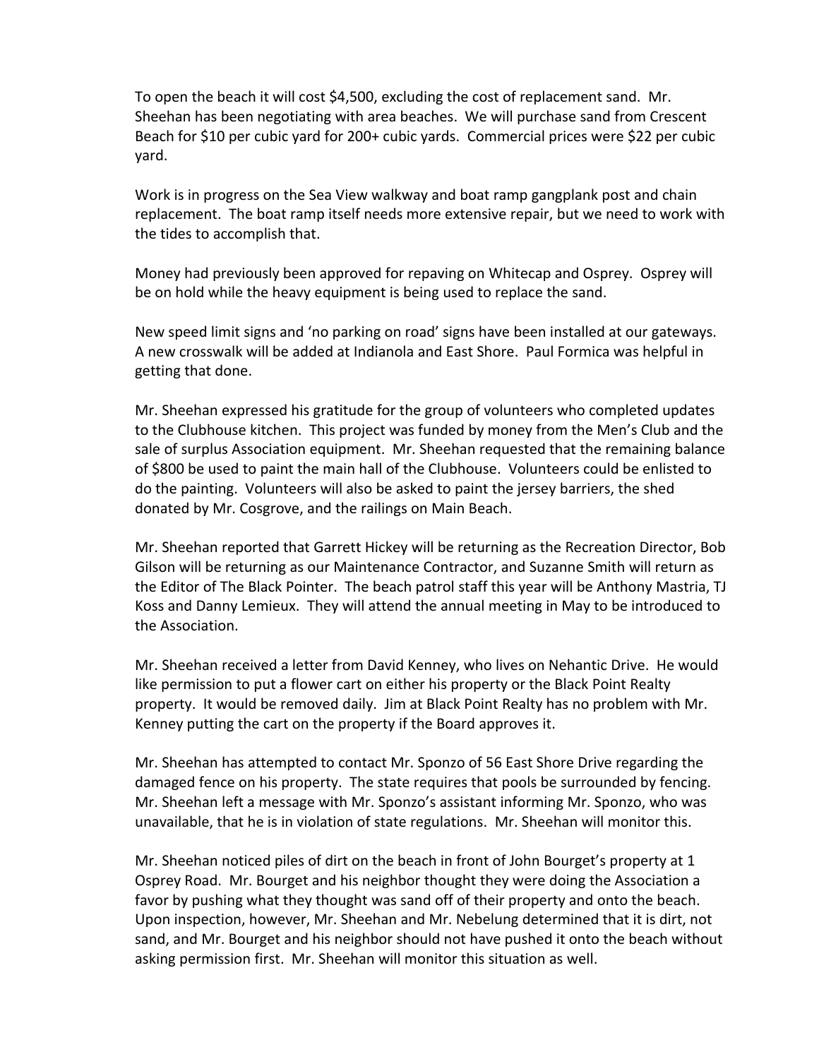To open the beach it will cost $4,500, excluding the cost of replacement sand. Mr. Sheehan has been negotiating with area beaches. We will purchase sand from Crescent Beach for $10 per cubic yard for 200+ cubic yards. Commercial prices were $22 per cubic yard.

Work is in progress on the Sea View walkway and boat ramp gangplank post and chain replacement. The boat ramp itself needs more extensive repair, but we need to work with the tides to accomplish that.

Money had previously been approved for repaving on Whitecap and Osprey. Osprey will be on hold while the heavy equipment is being used to replace the sand.

New speed limit signs and 'no parking on road' signs have been installed at our gateways. A new crosswalk will be added at Indianola and East Shore. Paul Formica was helpful in getting that done.

Mr. Sheehan expressed his gratitude for the group of volunteers who completed updates to the Clubhouse kitchen. This project was funded by money from the Men's Club and the sale of surplus Association equipment. Mr. Sheehan requested that the remaining balance of $800 be used to paint the main hall of the Clubhouse. Volunteers could be enlisted to do the painting. Volunteers will also be asked to paint the jersey barriers, the shed donated by Mr. Cosgrove, and the railings on Main Beach.

Mr. Sheehan reported that Garrett Hickey will be returning as the Recreation Director, Bob Gilson will be returning as our Maintenance Contractor, and Suzanne Smith will return as the Editor of The Black Pointer. The beach patrol staff this year will be Anthony Mastria, TJ Koss and Danny Lemieux. They will attend the annual meeting in May to be introduced to the Association.

Mr. Sheehan received a letter from David Kenney, who lives on Nehantic Drive. He would like permission to put a flower cart on either his property or the Black Point Realty property. It would be removed daily. Jim at Black Point Realty has no problem with Mr. Kenney putting the cart on the property if the Board approves it.

Mr. Sheehan has attempted to contact Mr. Sponzo of 56 East Shore Drive regarding the damaged fence on his property. The state requires that pools be surrounded by fencing. Mr. Sheehan left a message with Mr. Sponzo's assistant informing Mr. Sponzo, who was unavailable, that he is in violation of state regulations. Mr. Sheehan will monitor this.

Mr. Sheehan noticed piles of dirt on the beach in front of John Bourget's property at 1 Osprey Road. Mr. Bourget and his neighbor thought they were doing the Association a favor by pushing what they thought was sand off of their property and onto the beach. Upon inspection, however, Mr. Sheehan and Mr. Nebelung determined that it is dirt, not sand, and Mr. Bourget and his neighbor should not have pushed it onto the beach without asking permission first. Mr. Sheehan will monitor this situation as well.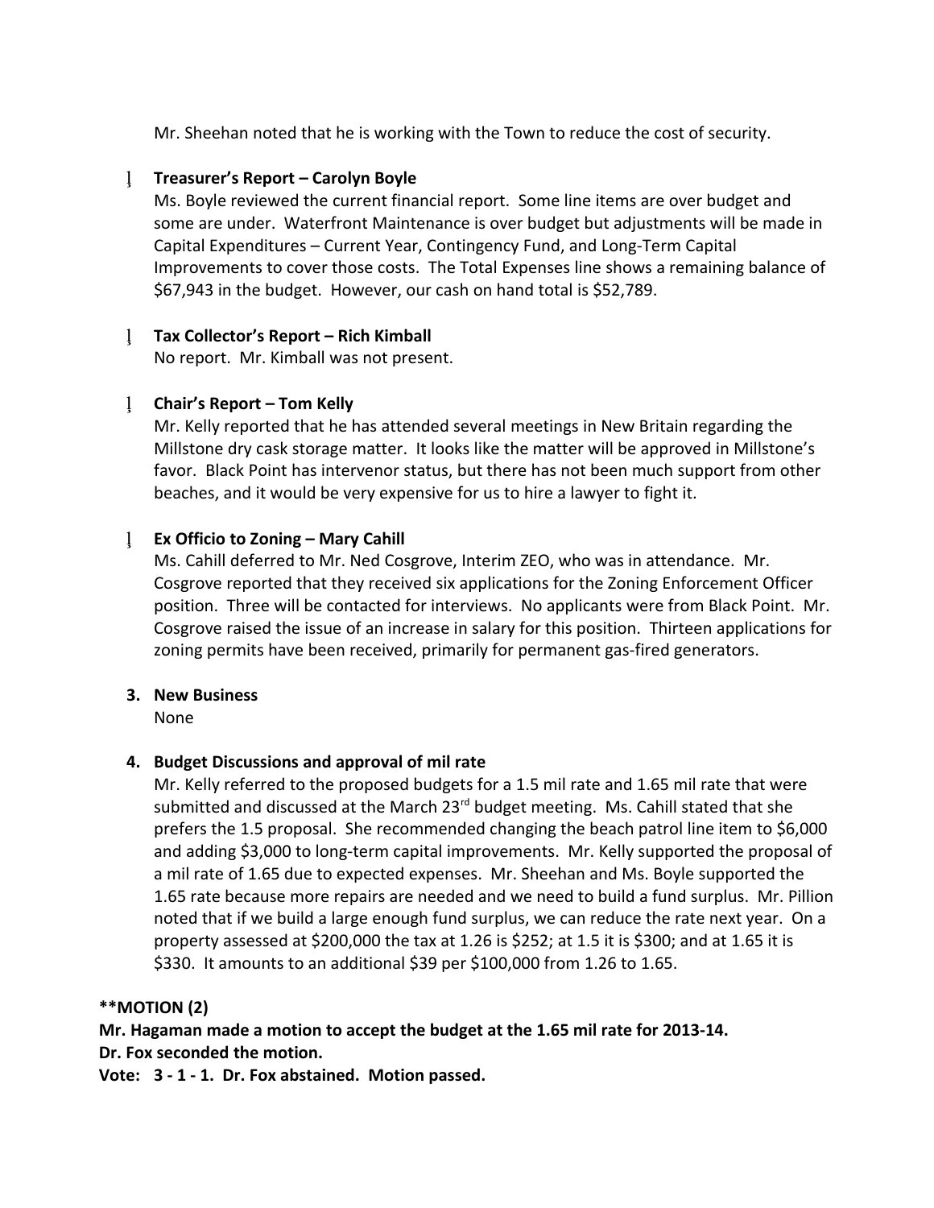Mr. Sheehan noted that he is working with the Town to reduce the cost of security.

- **Treasurer's Report – Carolyn Boyle**
  Ms. Boyle reviewed the current financial report. Some line items are over budget and some are under. Waterfront Maintenance is over budget but adjustments will be made in Capital Expenditures – Current Year, Contingency Fund, and Long-Term Capital Improvements to cover those costs. The Total Expenses line shows a remaining balance of $67,943 in the budget. However, our cash on hand total is $52,789.

- **Tax Collector's Report – Rich Kimball**
  No report. Mr. Kimball was not present.

- **Chair's Report – Tom Kelly**
  Mr. Kelly reported that he has attended several meetings in New Britain regarding the Millstone dry cask storage matter. It looks like the matter will be approved in Millstone's favor. Black Point has intervenor status, but there has not been much support from other beaches, and it would be very expensive for us to hire a lawyer to fight it.

- **Ex Officio to Zoning – Mary Cahill**
  Ms. Cahill deferred to Mr. Ned Cosgrove, Interim ZEO, who was in attendance. Mr. Cosgrove reported that they received six applications for the Zoning Enforcement Officer position. Three will be contacted for interviews. No applicants were from Black Point. Mr. Cosgrove raised the issue of an increase in salary for this position. Thirteen applications for zoning permits have been received, primarily for permanent gas-fired generators.

3. **New Business**
   None

4. **Budget Discussions and approval of mil rate**
   Mr. Kelly referred to the proposed budgets for a 1.5 mil rate and 1.65 mil rate that were submitted and discussed at the March 23rd budget meeting. Ms. Cahill stated that she prefers the 1.5 proposal. She recommended changing the beach patrol line item to $6,000 and adding $3,000 to long-term capital improvements. Mr. Kelly supported the proposal of a mil rate of 1.65 due to expected expenses. Mr. Sheehan and Ms. Boyle supported the 1.65 rate because more repairs are needed and we need to build a fund surplus. Mr. Pillion noted that if we build a large enough fund surplus, we can reduce the rate next year. On a property assessed at $200,000 the tax at 1.26 is $252; at 1.5 it is $300; and at 1.65 it is $330. It amounts to an additional $39 per $100,000 from 1.26 to 1.65.

**MOTION (2)
Mr. Hagaman made a motion to accept the budget at the 1.65 mil rate for 2013-14.
Dr. Fox seconded the motion.
Vote: 3 - 1 - 1. Dr. Fox abstained. Motion passed.**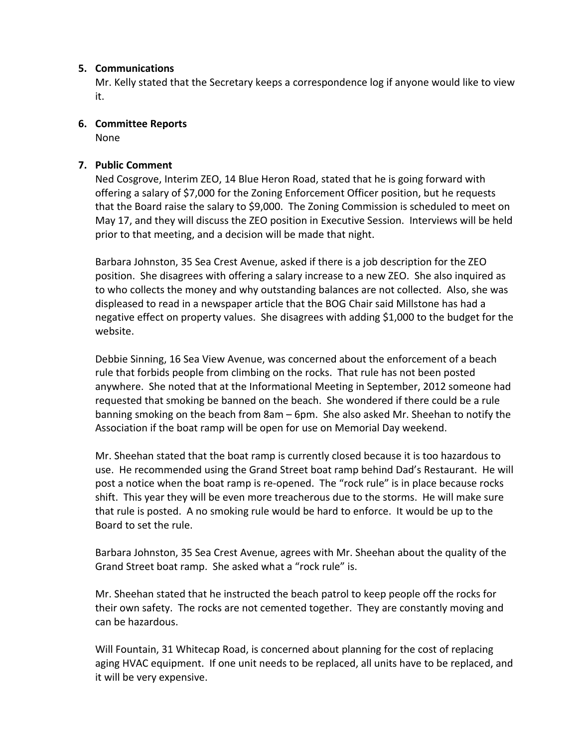5. **Communications**
   Mr. Kelly stated that the Secretary keeps a correspondence log if anyone would like to view it.

6. **Committee Reports**
   None

7. **Public Comment**
   Ned Cosgrove, Interim ZEO, 14 Blue Heron Road, stated that he is going forward with offering a salary of $7,000 for the Zoning Enforcement Officer position, but he requests that the Board raise the salary to $9,000. The Zoning Commission is scheduled to meet on May 17, and they will discuss the ZEO position in Executive Session. Interviews will be held prior to that meeting, and a decision will be made that night.

   Barbara Johnston, 35 Sea Crest Avenue, asked if there is a job description for the ZEO position. She disagrees with offering a salary increase to a new ZEO. She also inquired as to who collects the money and why outstanding balances are not collected. Also, she was displeased to read in a newspaper article that the BOG Chair said Millstone has had a negative effect on property values. She disagrees with adding $1,000 to the budget for the website.

   Debbie Sinning, 16 Sea View Avenue, was concerned about the enforcement of a beach rule that forbids people from climbing on the rocks. That rule has not been posted anywhere. She noted that at the Informational Meeting in September, 2012 someone had requested that smoking be banned on the beach. She wondered if there could be a rule banning smoking on the beach from 8am – 6pm. She also asked Mr. Sheehan to notify the Association if the boat ramp will be open for use on Memorial Day weekend.

   Mr. Sheehan stated that the boat ramp is currently closed because it is too hazardous to use. He recommended using the Grand Street boat ramp behind Dad's Restaurant. He will post a notice when the boat ramp is re-opened. The "rock rule" is in place because rocks shift. This year they will be even more treacherous due to the storms. He will make sure that rule is posted. A no smoking rule would be hard to enforce. It would be up to the Board to set the rule.

   Barbara Johnston, 35 Sea Crest Avenue, agrees with Mr. Sheehan about the quality of the Grand Street boat ramp. She asked what a "rock rule" is.

   Mr. Sheehan stated that he instructed the beach patrol to keep people off the rocks for their own safety. The rocks are not cemented together. They are constantly moving and can be hazardous.

   Will Fountain, 31 Whitecap Road, is concerned about planning for the cost of replacing aging HVAC equipment. If one unit needs to be replaced, all units have to be replaced, and it will be very expensive.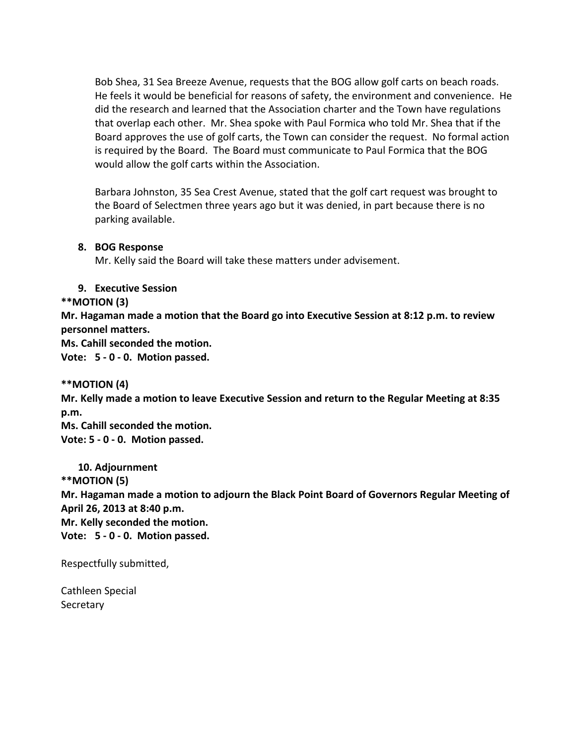Bob Shea, 31 Sea Breeze Avenue, requests that the BOG allow golf carts on beach roads. He feels it would be beneficial for reasons of safety, the environment and convenience. He did the research and learned that the Association charter and the Town have regulations that overlap each other. Mr. Shea spoke with Paul Formica who told Mr. Shea that if the Board approves the use of golf carts, the Town can consider the request. No formal action is required by the Board. The Board must communicate to Paul Formica that the BOG would allow the golf carts within the Association.

Barbara Johnston, 35 Sea Crest Avenue, stated that the golf cart request was brought to the Board of Selectmen three years ago but it was denied, in part because there is no parking available.

8. **BOG Response**

   Mr. Kelly said the Board will take these matters under advisement.

9. **Executive Session**

****MOTION (3)**
**Mr. Hagaman made a motion that the Board go into Executive Session at 8:12 p.m. to review personnel matters.**
**Ms. Cahill seconded the motion.**
**Vote: 5 - 0 - 0. Motion passed.**

****MOTION (4)**
**Mr. Kelly made a motion to leave Executive Session and return to the Regular Meeting at 8:35 p.m.**
**Ms. Cahill seconded the motion.**
**Vote: 5 - 0 - 0. Motion passed.**

10. **Adjournment**

****MOTION (5)**
**Mr. Hagaman made a motion to adjourn the Black Point Board of Governors Regular Meeting of April 26, 2013 at 8:40 p.m.**
**Mr. Kelly seconded the motion.**
**Vote: 5 - 0 - 0. Motion passed.**

Respectfully submitted,

Cathleen Special
Secretary